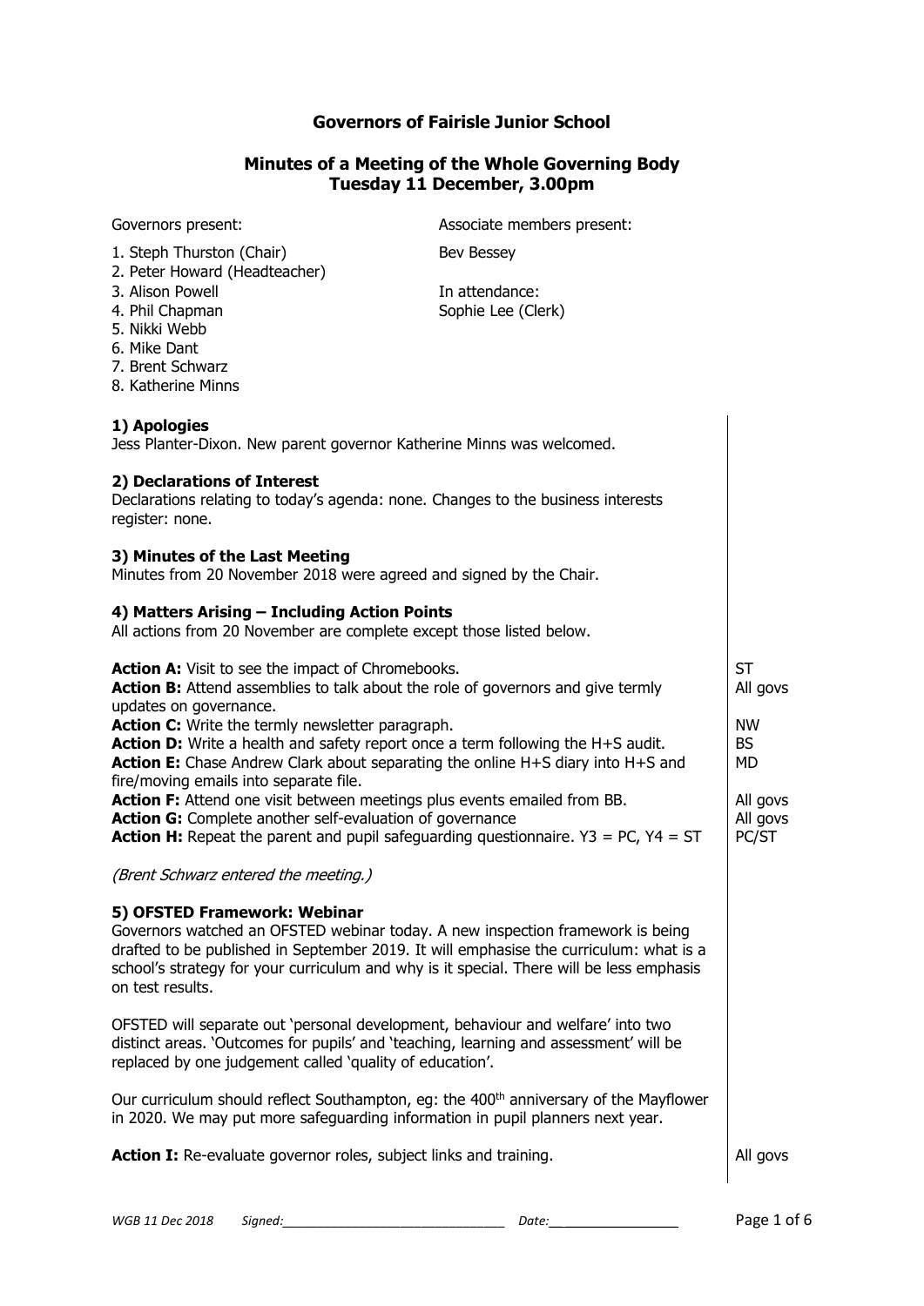# Governors of Fairisle Junior School

## Minutes of a Meeting of the Whole Governing Body
## Tuesday 11 December, 3.00pm

Governors present:

1. Steph Thurston (Chair)
2. Peter Howard (Headteacher)
3. Alison Powell
4. Phil Chapman
5. Nikki Webb
6. Mike Dant
7. Brent Schwarz
8. Katherine Minns

Associate members present:

Bev Bessey

In attendance:
Sophie Lee (Clerk)

**1) Apologies**
Jess Planter-Dixon. New parent governor Katherine Minns was welcomed.

**2) Declarations of Interest**
Declarations relating to today's agenda: none. Changes to the business interests register: none.

**3) Minutes of the Last Meeting**
Minutes from 20 November 2018 were agreed and signed by the Chair.

**4) Matters Arising – Including Action Points**
All actions from 20 November are complete except those listed below.

| Action | Responsible |
| --- | --- |
| **Action A:** Visit to see the impact of Chromebooks. | ST |
| **Action B:** Attend assemblies to talk about the role of governors and give termly updates on governance. | All govs |
| **Action C:** Write the termly newsletter paragraph. | NW |
| **Action D:** Write a health and safety report once a term following the H+S audit. | BS |
| **Action E:** Chase Andrew Clark about separating the online H+S diary into H+S and fire/moving emails into separate file. | MD |
| **Action F:** Attend one visit between meetings plus events emailed from BB. | All govs |
| **Action G:** Complete another self-evaluation of governance | All govs |
| **Action H:** Repeat the parent and pupil safeguarding questionnaire. Y3 = PC, Y4 = ST | PC/ST |

*(Brent Schwarz entered the meeting.)*

**5) OFSTED Framework: Webinar**
Governors watched an OFSTED webinar today. A new inspection framework is being drafted to be published in September 2019. It will emphasise the curriculum: what is a school's strategy for your curriculum and why is it special. There will be less emphasis on test results.

OFSTED will separate out 'personal development, behaviour and welfare' into two distinct areas. 'Outcomes for pupils' and 'teaching, learning and assessment' will be replaced by one judgement called 'quality of education'.

Our curriculum should reflect Southampton, eg: the 400th anniversary of the Mayflower in 2020. We may put more safeguarding information in pupil planners next year.

| Action | Responsible |
| --- | --- |
| **Action I:** Re-evaluate governor roles, subject links and training. | All govs |

WGB 11 Dec 2018 Signed:______________________________ Date:_________________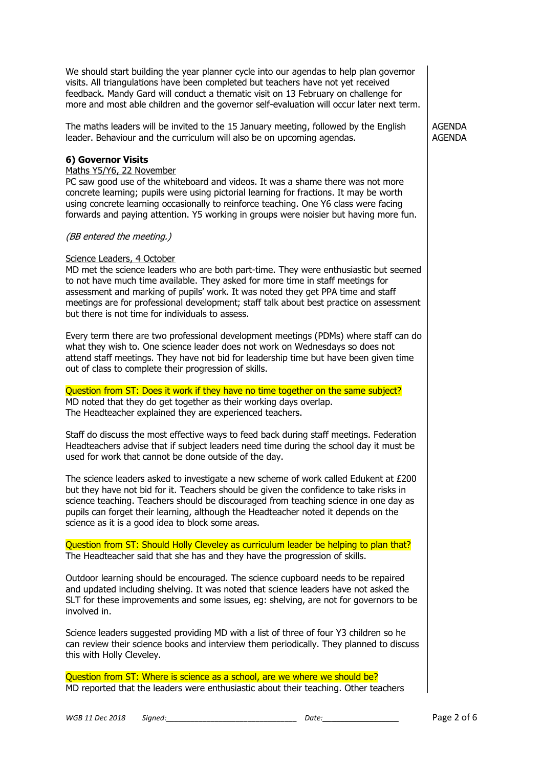We should start building the year planner cycle into our agendas to help plan governor visits. All triangulations have been completed but teachers have not yet received feedback. Mandy Gard will conduct a thematic visit on 13 February on challenge for more and most able children and the governor self-evaluation will occur later next term.

The maths leaders will be invited to the 15 January meeting, followed by the English leader. Behaviour and the curriculum will also be on upcoming agendas. AGENDA AGENDA

**6) Governor Visits**

Maths Y5/Y6, 22 November

PC saw good use of the whiteboard and videos. It was a shame there was not more concrete learning; pupils were using pictorial learning for fractions. It may be worth using concrete learning occasionally to reinforce teaching. One Y6 class were facing forwards and paying attention. Y5 working in groups were noisier but having more fun.

*(BB entered the meeting.)*

Science Leaders, 4 October

MD met the science leaders who are both part-time. They were enthusiastic but seemed to not have much time available. They asked for more time in staff meetings for assessment and marking of pupils' work. It was noted they get PPA time and staff meetings are for professional development; staff talk about best practice on assessment but there is not time for individuals to assess.

Every term there are two professional development meetings (PDMs) where staff can do what they wish to. One science leader does not work on Wednesdays so does not attend staff meetings. They have not bid for leadership time but have been given time out of class to complete their progression of skills.

Question from ST: Does it work if they have no time together on the same subject?
MD noted that they do get together as their working days overlap.
The Headteacher explained they are experienced teachers.

Staff do discuss the most effective ways to feed back during staff meetings. Federation Headteachers advise that if subject leaders need time during the school day it must be used for work that cannot be done outside of the day.

The science leaders asked to investigate a new scheme of work called Edukent at £200 but they have not bid for it. Teachers should be given the confidence to take risks in science teaching. Teachers should be discouraged from teaching science in one day as pupils can forget their learning, although the Headteacher noted it depends on the science as it is a good idea to block some areas.

Question from ST: Should Holly Cleveley as curriculum leader be helping to plan that?
The Headteacher said that she has and they have the progression of skills.

Outdoor learning should be encouraged. The science cupboard needs to be repaired and updated including shelving. It was noted that science leaders have not asked the SLT for these improvements and some issues, eg: shelving, are not for governors to be involved in.

Science leaders suggested providing MD with a list of three of four Y3 children so he can review their science books and interview them periodically. They planned to discuss this with Holly Cleveley.

Question from ST: Where is science as a school, are we where we should be?
MD reported that the leaders were enthusiastic about their teaching. Other teachers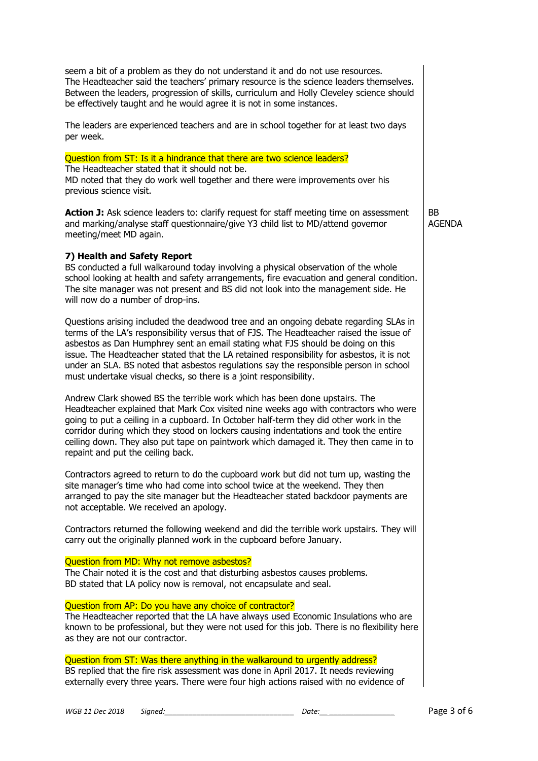seem a bit of a problem as they do not understand it and do not use resources. The Headteacher said the teachers' primary resource is the science leaders themselves. Between the leaders, progression of skills, curriculum and Holly Cleveley science should be effectively taught and he would agree it is not in some instances.

The leaders are experienced teachers and are in school together for at least two days per week.

Question from ST: Is it a hindrance that there are two science leaders?
The Headteacher stated that it should not be.
MD noted that they do work well together and there were improvements over his previous science visit.

**Action J:** Ask science leaders to: clarify request for staff meeting time on assessment and marking/analyse staff questionnaire/give Y3 child list to MD/attend governor meeting/meet MD again. — BB AGENDA

### 7) Health and Safety Report

BS conducted a full walkaround today involving a physical observation of the whole school looking at health and safety arrangements, fire evacuation and general condition. The site manager was not present and BS did not look into the management side. He will now do a number of drop-ins.

Questions arising included the deadwood tree and an ongoing debate regarding SLAs in terms of the LA's responsibility versus that of FJS. The Headteacher raised the issue of asbestos as Dan Humphrey sent an email stating what FJS should be doing on this issue. The Headteacher stated that the LA retained responsibility for asbestos, it is not under an SLA. BS noted that asbestos regulations say the responsible person in school must undertake visual checks, so there is a joint responsibility.

Andrew Clark showed BS the terrible work which has been done upstairs. The Headteacher explained that Mark Cox visited nine weeks ago with contractors who were going to put a ceiling in a cupboard. In October half-term they did other work in the corridor during which they stood on lockers causing indentations and took the entire ceiling down. They also put tape on paintwork which damaged it. They then came in to repaint and put the ceiling back.

Contractors agreed to return to do the cupboard work but did not turn up, wasting the site manager's time who had come into school twice at the weekend. They then arranged to pay the site manager but the Headteacher stated backdoor payments are not acceptable. We received an apology.

Contractors returned the following weekend and did the terrible work upstairs. They will carry out the originally planned work in the cupboard before January.

Question from MD: Why not remove asbestos?
The Chair noted it is the cost and that disturbing asbestos causes problems.
BD stated that LA policy now is removal, not encapsulate and seal.

Question from AP: Do you have any choice of contractor?
The Headteacher reported that the LA have always used Economic Insulations who are known to be professional, but they were not used for this job. There is no flexibility here as they are not our contractor.

Question from ST: Was there anything in the walkaround to urgently address?
BS replied that the fire risk assessment was done in April 2017. It needs reviewing externally every three years. There were four high actions raised with no evidence of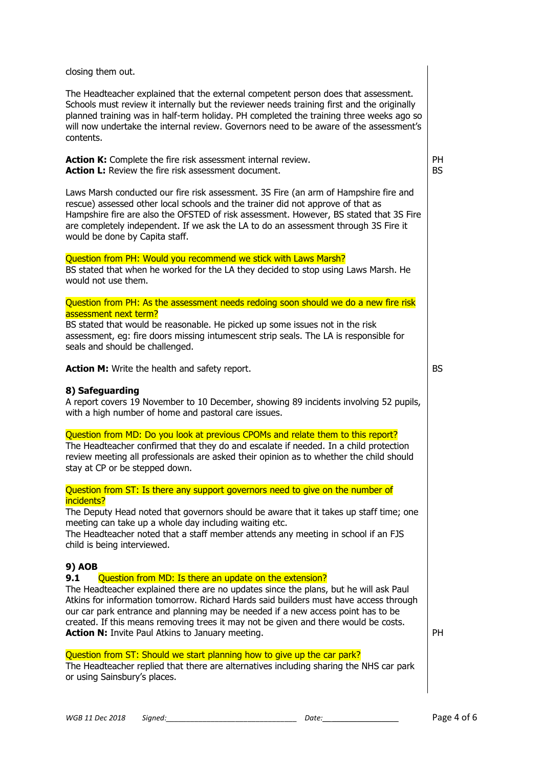closing them out.

The Headteacher explained that the external competent person does that assessment. Schools must review it internally but the reviewer needs training first and the originally planned training was in half-term holiday. PH completed the training three weeks ago so will now undertake the internal review. Governors need to be aware of the assessment's contents.

**Action K:** Complete the fire risk assessment internal review. — PH
**Action L:** Review the fire risk assessment document. — BS

Laws Marsh conducted our fire risk assessment. 3S Fire (an arm of Hampshire fire and rescue) assessed other local schools and the trainer did not approve of that as Hampshire fire are also the OFSTED of risk assessment. However, BS stated that 3S Fire are completely independent. If we ask the LA to do an assessment through 3S Fire it would be done by Capita staff.

Question from PH: Would you recommend we stick with Laws Marsh?
BS stated that when he worked for the LA they decided to stop using Laws Marsh. He would not use them.

Question from PH: As the assessment needs redoing soon should we do a new fire risk assessment next term?
BS stated that would be reasonable. He picked up some issues not in the risk assessment, eg: fire doors missing intumescent strip seals. The LA is responsible for seals and should be challenged.

**Action M:** Write the health and safety report. — BS

### 8) Safeguarding

A report covers 19 November to 10 December, showing 89 incidents involving 52 pupils, with a high number of home and pastoral care issues.

Question from MD: Do you look at previous CPOMs and relate them to this report?
The Headteacher confirmed that they do and escalate if needed. In a child protection review meeting all professionals are asked their opinion as to whether the child should stay at CP or be stepped down.

Question from ST: Is there any support governors need to give on the number of incidents?
The Deputy Head noted that governors should be aware that it takes up staff time; one meeting can take up a whole day including waiting etc.
The Headteacher noted that a staff member attends any meeting in school if an FJS child is being interviewed.

### 9) AOB

**9.1** Question from MD: Is there an update on the extension?
The Headteacher explained there are no updates since the plans, but he will ask Paul Atkins for information tomorrow. Richard Hards said builders must have access through our car park entrance and planning may be needed if a new access point has to be created. If this means removing trees it may not be given and there would be costs.
**Action N:** Invite Paul Atkins to January meeting. — PH

Question from ST: Should we start planning how to give up the car park?
The Headteacher replied that there are alternatives including sharing the NHS car park or using Sainsbury's places.

WGB 11 Dec 2018 Signed:______________________________ Date:_________________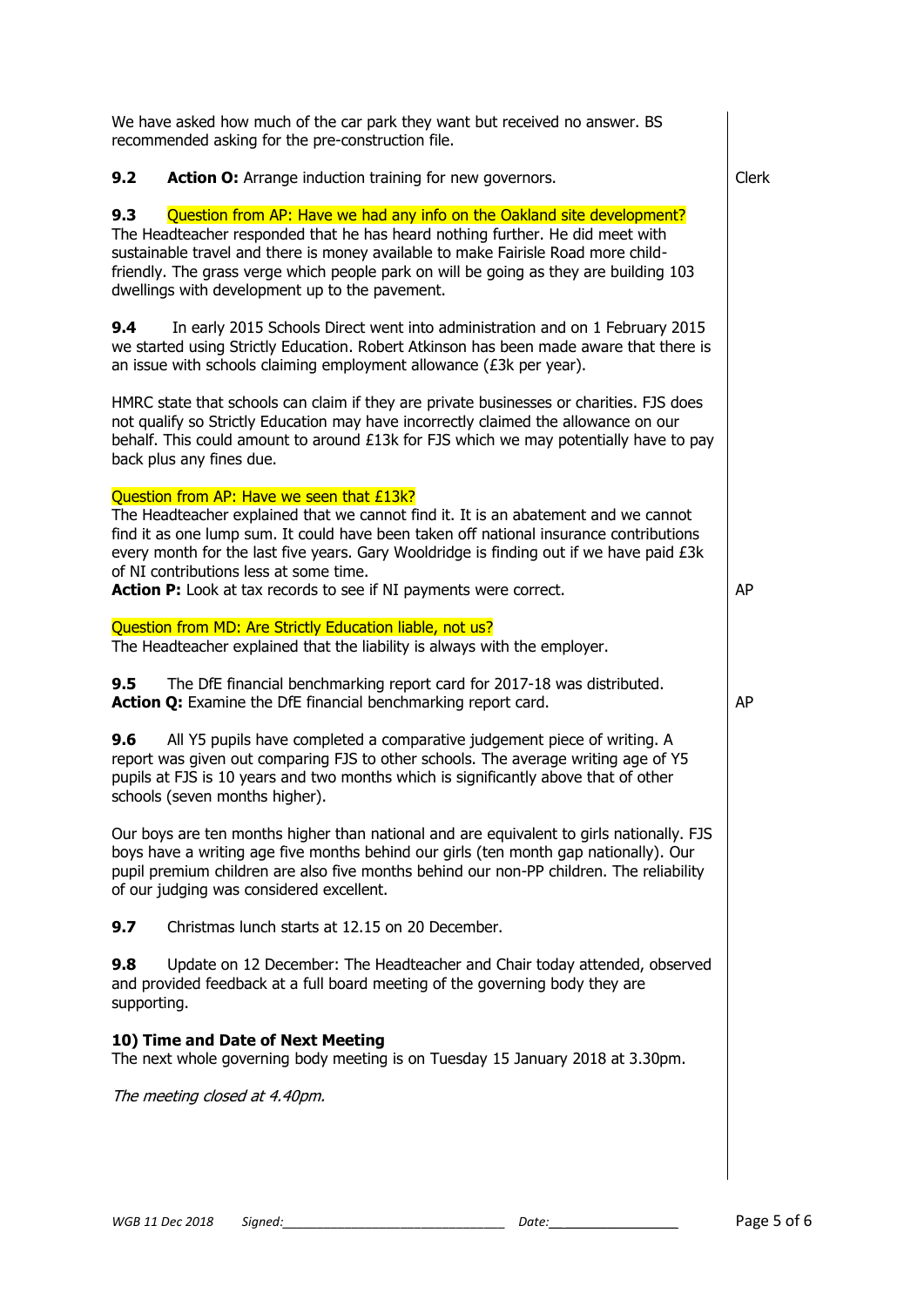We have asked how much of the car park they want but received no answer. BS recommended asking for the pre-construction file.

**9.2** **Action O:** Arrange induction training for new governors. — Clerk

**9.3** Question from AP: Have we had any info on the Oakland site development?
The Headteacher responded that he has heard nothing further. He did meet with sustainable travel and there is money available to make Fairisle Road more child-friendly. The grass verge which people park on will be going as they are building 103 dwellings with development up to the pavement.

**9.4** In early 2015 Schools Direct went into administration and on 1 February 2015 we started using Strictly Education. Robert Atkinson has been made aware that there is an issue with schools claiming employment allowance (£3k per year).

HMRC state that schools can claim if they are private businesses or charities. FJS does not qualify so Strictly Education may have incorrectly claimed the allowance on our behalf. This could amount to around £13k for FJS which we may potentially have to pay back plus any fines due.

Question from AP: Have we seen that £13k?
The Headteacher explained that we cannot find it. It is an abatement and we cannot find it as one lump sum. It could have been taken off national insurance contributions every month for the last five years. Gary Wooldridge is finding out if we have paid £3k of NI contributions less at some time.
**Action P:** Look at tax records to see if NI payments were correct. — AP

Question from MD: Are Strictly Education liable, not us?
The Headteacher explained that the liability is always with the employer.

**9.5** The DfE financial benchmarking report card for 2017-18 was distributed.
**Action Q:** Examine the DfE financial benchmarking report card. — AP

**9.6** All Y5 pupils have completed a comparative judgement piece of writing. A report was given out comparing FJS to other schools. The average writing age of Y5 pupils at FJS is 10 years and two months which is significantly above that of other schools (seven months higher).

Our boys are ten months higher than national and are equivalent to girls nationally. FJS boys have a writing age five months behind our girls (ten month gap nationally). Our pupil premium children are also five months behind our non-PP children. The reliability of our judging was considered excellent.

**9.7** Christmas lunch starts at 12.15 on 20 December.

**9.8** Update on 12 December: The Headteacher and Chair today attended, observed and provided feedback at a full board meeting of the governing body they are supporting.

## 10) Time and Date of Next Meeting

The next whole governing body meeting is on Tuesday 15 January 2018 at 3.30pm.

*The meeting closed at 4.40pm.*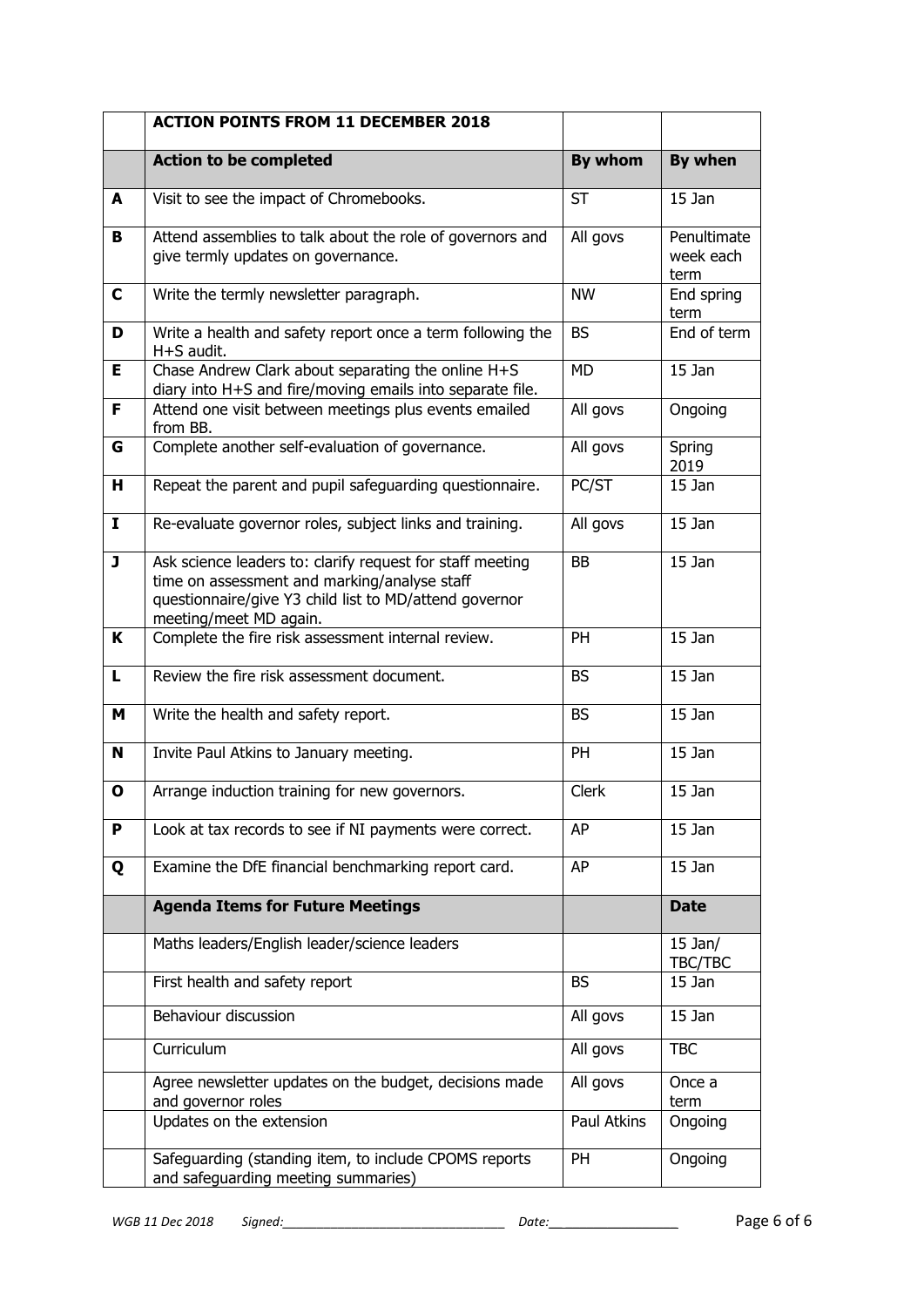| | ACTION POINTS FROM 11 DECEMBER 2018 | | |
|---|---|---|---|
| | **Action to be completed** | **By whom** | **By when** |
| **A** | Visit to see the impact of Chromebooks. | ST | 15 Jan |
| **B** | Attend assemblies to talk about the role of governors and give termly updates on governance. | All govs | Penultimate week each term |
| **C** | Write the termly newsletter paragraph. | NW | End spring term |
| **D** | Write a health and safety report once a term following the H+S audit. | BS | End of term |
| **E** | Chase Andrew Clark about separating the online H+S diary into H+S and fire/moving emails into separate file. | MD | 15 Jan |
| **F** | Attend one visit between meetings plus events emailed from BB. | All govs | Ongoing |
| **G** | Complete another self-evaluation of governance. | All govs | Spring 2019 |
| **H** | Repeat the parent and pupil safeguarding questionnaire. | PC/ST | 15 Jan |
| **I** | Re-evaluate governor roles, subject links and training. | All govs | 15 Jan |
| **J** | Ask science leaders to: clarify request for staff meeting time on assessment and marking/analyse staff questionnaire/give Y3 child list to MD/attend governor meeting/meet MD again. | BB | 15 Jan |
| **K** | Complete the fire risk assessment internal review. | PH | 15 Jan |
| **L** | Review the fire risk assessment document. | BS | 15 Jan |
| **M** | Write the health and safety report. | BS | 15 Jan |
| **N** | Invite Paul Atkins to January meeting. | PH | 15 Jan |
| **O** | Arrange induction training for new governors. | Clerk | 15 Jan |
| **P** | Look at tax records to see if NI payments were correct. | AP | 15 Jan |
| **Q** | Examine the DfE financial benchmarking report card. | AP | 15 Jan |
| | **Agenda Items for Future Meetings** | | **Date** |
| | Maths leaders/English leader/science leaders | | 15 Jan/ TBC/TBC |
| | First health and safety report | BS | 15 Jan |
| | Behaviour discussion | All govs | 15 Jan |
| | Curriculum | All govs | TBC |
| | Agree newsletter updates on the budget, decisions made and governor roles | All govs | Once a term |
| | Updates on the extension | Paul Atkins | Ongoing |
| | Safeguarding (standing item, to include CPOMS reports and safeguarding meeting summaries) | PH | Ongoing |

*WGB 11 Dec 2018* *Signed:*\_\_\_\_\_\_\_\_\_\_\_\_\_\_\_\_\_\_\_\_\_\_\_\_\_\_\_\_\_\_ *Date:*\_\_\_\_\_\_\_\_\_\_\_\_\_\_\_\_\_